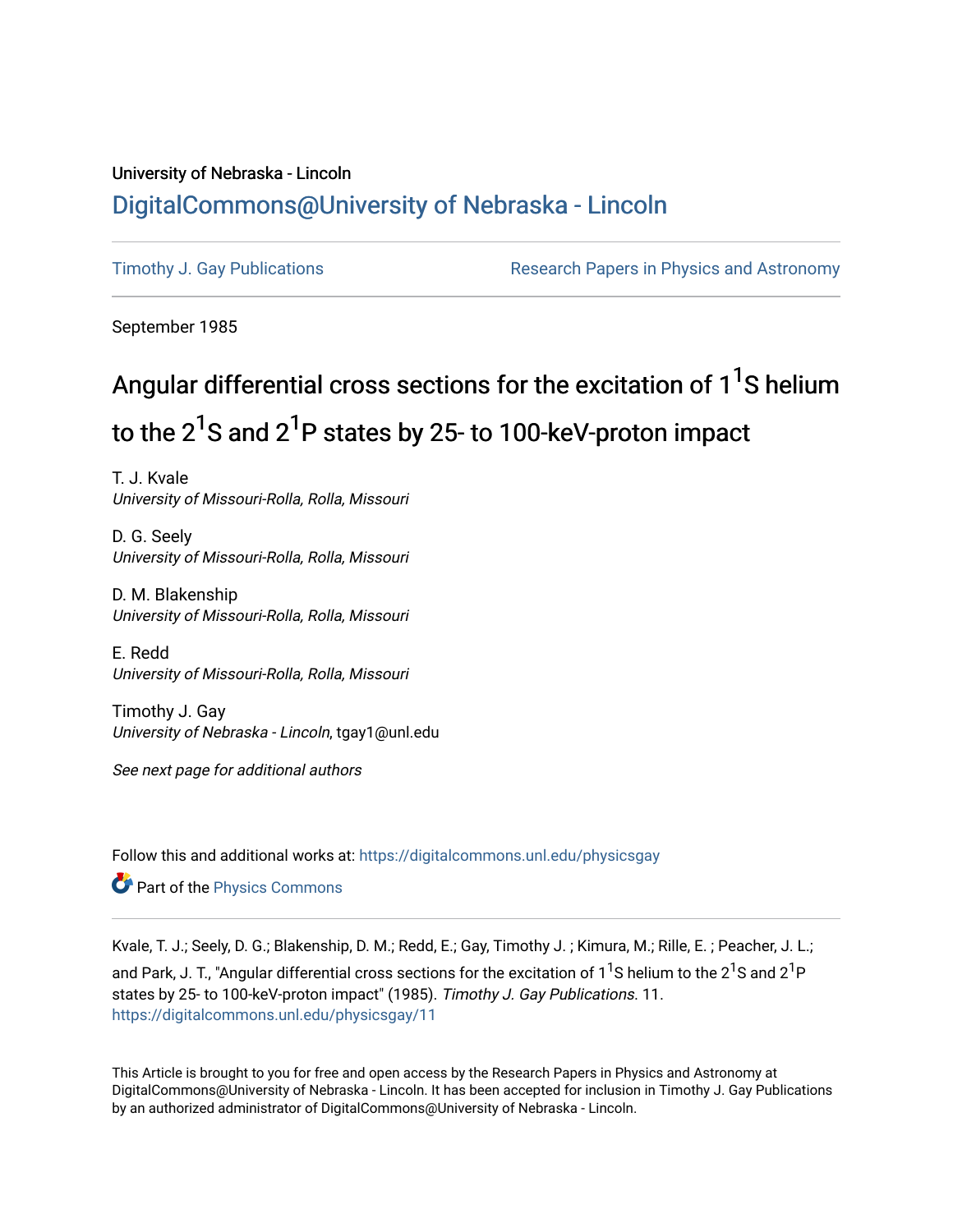University of Nebraska - Lincoln

# DigitalCommons@University of Nebraska - Lincoln

Timothy J. Gay Publications

Research Papers in Physics and Astronomy

September 1985

# Angular differential cross sections for the excitation of $1^1S$ helium to the $2^1S$ and $2^1P$ states by 25- to 100-keV-proton impact

T. J. Kvale
*University of Missouri-Rolla, Rolla, Missouri*

D. G. Seely
*University of Missouri-Rolla, Rolla, Missouri*

D. M. Blakenship
*University of Missouri-Rolla, Rolla, Missouri*

E. Redd
*University of Missouri-Rolla, Rolla, Missouri*

Timothy J. Gay
*University of Nebraska - Lincoln*, tgay1@unl.edu

*See next page for additional authors*

Follow this and additional works at: https://digitalcommons.unl.edu/physicsgay

Part of the Physics Commons

Kvale, T. J.; Seely, D. G.; Blakenship, D. M.; Redd, E.; Gay, Timothy J. ; Kimura, M.; Rille, E. ; Peacher, J. L.; and Park, J. T., "Angular differential cross sections for the excitation of $1^1S$ helium to the $2^1S$ and $2^1P$ states by 25- to 100-keV-proton impact" (1985). *Timothy J. Gay Publications*. 11.
https://digitalcommons.unl.edu/physicsgay/11

This Article is brought to you for free and open access by the Research Papers in Physics and Astronomy at DigitalCommons@University of Nebraska - Lincoln. It has been accepted for inclusion in Timothy J. Gay Publications by an authorized administrator of DigitalCommons@University of Nebraska - Lincoln.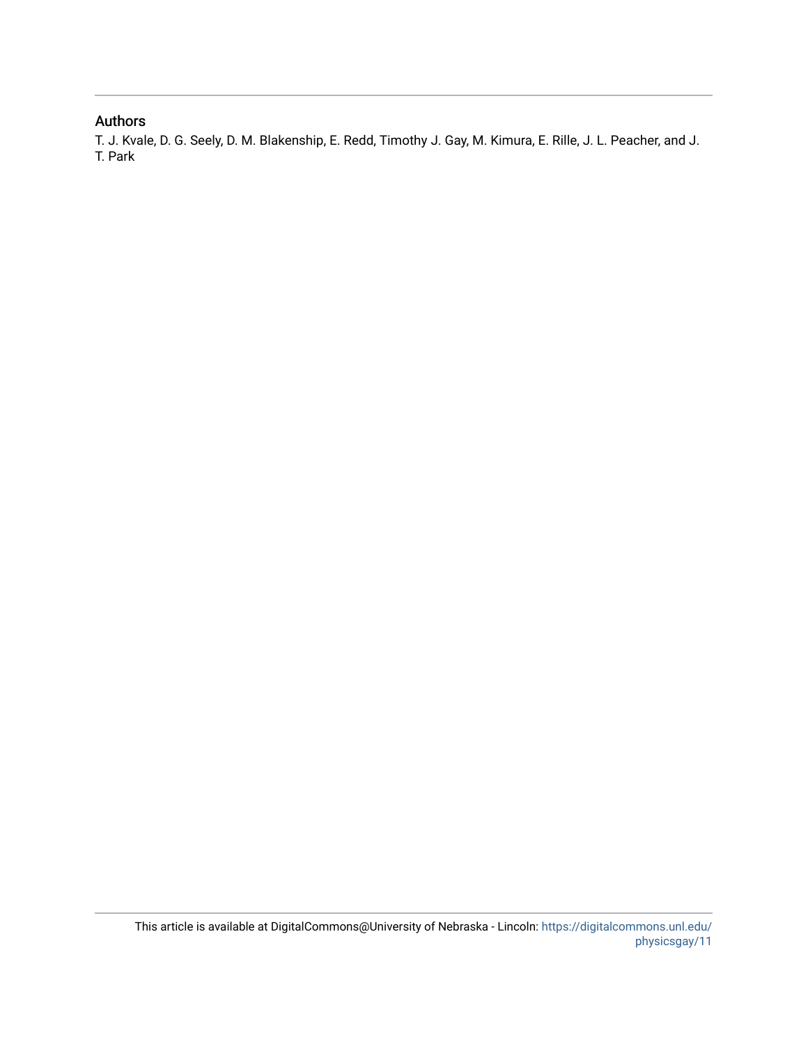## Authors

T. J. Kvale, D. G. Seely, D. M. Blakenship, E. Redd, Timothy J. Gay, M. Kimura, E. Rille, J. L. Peacher, and J. T. Park

This article is available at DigitalCommons@University of Nebraska - Lincoln: https://digitalcommons.unl.edu/physicsgay/11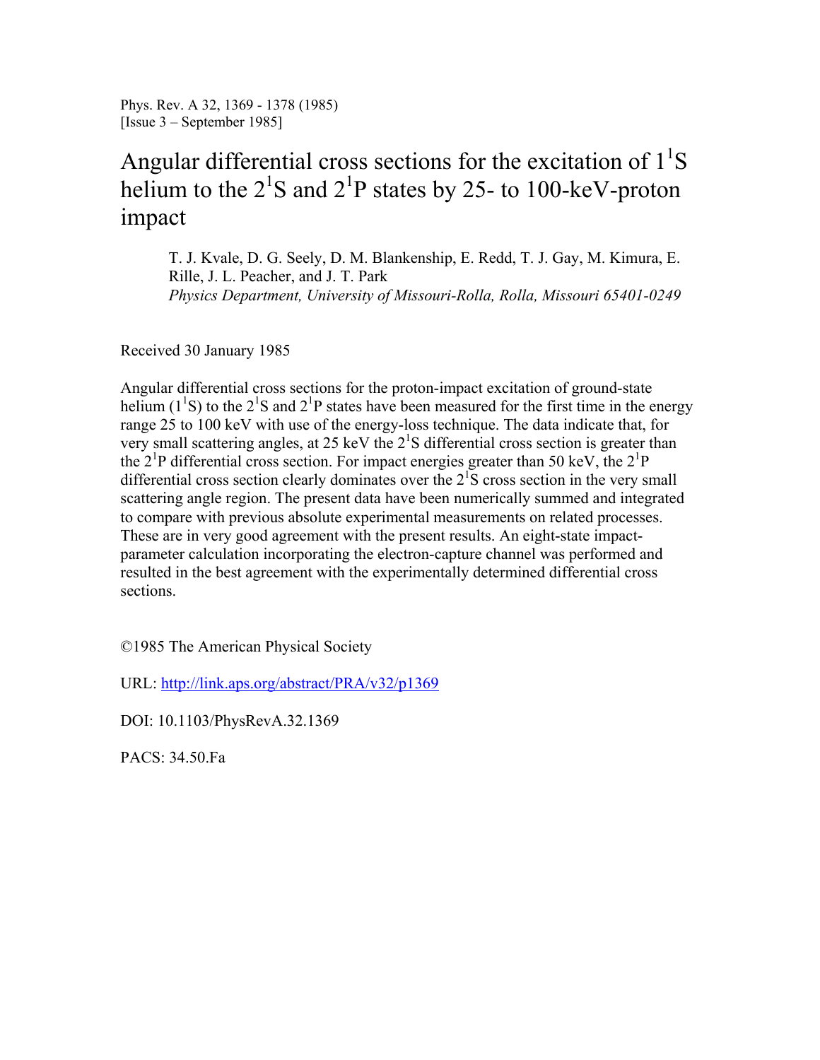Phys. Rev. A 32, 1369 - 1378 (1985)
[Issue 3 – September 1985]

# Angular differential cross sections for the excitation of $1^1S$ helium to the $2^1S$ and $2^1P$ states by 25- to 100-keV-proton impact

T. J. Kvale, D. G. Seely, D. M. Blankenship, E. Redd, T. J. Gay, M. Kimura, E. Rille, J. L. Peacher, and J. T. Park
*Physics Department, University of Missouri-Rolla, Rolla, Missouri 65401-0249*

Received 30 January 1985

Angular differential cross sections for the proton-impact excitation of ground-state helium ($1^1S$) to the $2^1S$ and $2^1P$ states have been measured for the first time in the energy range 25 to 100 keV with use of the energy-loss technique. The data indicate that, for very small scattering angles, at 25 keV the $2^1S$ differential cross section is greater than the $2^1P$ differential cross section. For impact energies greater than 50 keV, the $2^1P$ differential cross section clearly dominates over the $2^1S$ cross section in the very small scattering angle region. The present data have been numerically summed and integrated to compare with previous absolute experimental measurements on related processes. These are in very good agreement with the present results. An eight-state impact-parameter calculation incorporating the electron-capture channel was performed and resulted in the best agreement with the experimentally determined differential cross sections.

©1985 The American Physical Society

URL: http://link.aps.org/abstract/PRA/v32/p1369

DOI: 10.1103/PhysRevA.32.1369

PACS: 34.50.Fa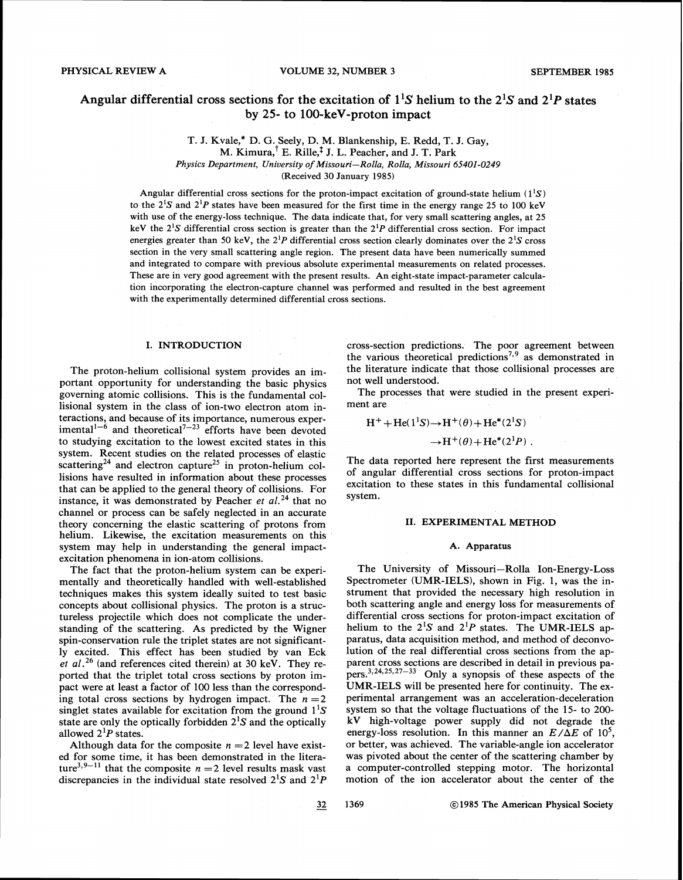# Angular differential cross sections for the excitation of $1^1S$ helium to the $2^1S$ and $2^1P$ states by 25- to 100-keV-proton impact

T. J. Kvale,* D. G. Seely, D. M. Blankenship, E. Redd, T. J. Gay, M. Kimura,[†] E. Rille,[‡] J. L. Peacher, and J. T. Park

*Physics Department, University of Missouri—Rolla, Rolla, Missouri 65401-0249*

(Received 30 January 1985)

Angular differential cross sections for the proton-impact excitation of ground-state helium ($1^1S$) to the $2^1S$ and $2^1P$ states have been measured for the first time in the energy range 25 to 100 keV with use of the energy-loss technique. The data indicate that, for very small scattering angles, at 25 keV the $2^1S$ differential cross section is greater than the $2^1P$ differential cross section. For impact energies greater than 50 keV, the $2^1P$ differential cross section clearly dominates over the $2^1S$ cross section in the very small scattering angle region. The present data have been numerically summed and integrated to compare with previous absolute experimental measurements on related processes. These are in very good agreement with the present results. An eight-state impact-parameter calculation incorporating the electron-capture channel was performed and resulted in the best agreement with the experimentally determined differential cross sections.

## I. INTRODUCTION

The proton-helium collisional system provides an important opportunity for understanding the basic physics governing atomic collisions. This is the fundamental collisional system in the class of ion-two electron atom interactions, and because of its importance, numerous experimental[1–6] and theoretical[7–23] efforts have been devoted to studying excitation to the lowest excited states in this system. Recent studies on the related processes of elastic scattering[24] and electron capture[25] in proton-helium collisions have resulted in information about these processes that can be applied to the general theory of collisions. For instance, it was demonstrated by Peacher *et al.*[24] that no channel or process can be safely neglected in an accurate theory concerning the elastic scattering of protons from helium. Likewise, the excitation measurements on this system may help in understanding the general impact-excitation phenomena in ion-atom collisions.

The fact that the proton-helium system can be experimentally and theoretically handled with well-established techniques makes this system ideally suited to test basic concepts about collisional physics. The proton is a structureless projectile which does not complicate the understanding of the scattering. As predicted by the Wigner spin-conservation rule the triplet states are not significantly excited. This effect has been studied by van Eck *et al.*[26] (and references cited therein) at 30 keV. They reported that the triplet total cross sections by proton impact were at least a factor of 100 less than the corresponding total cross sections by hydrogen impact. The $n=2$ singlet states available for excitation from the ground $1^1S$ state are only the optically forbidden $2^1S$ and the optically allowed $2^1P$ states.

Although data for the composite $n=2$ level have existed for some time, it has been demonstrated in the literature[3,9–11] that the composite $n=2$ level results mask vast discrepancies in the individual state resolved $2^1S$ and $2^1P$ cross-section predictions. The poor agreement between the various theoretical predictions[7,9] as demonstrated in the literature indicate that those collisional processes are not well understood.

The processes that were studied in the present experiment are

$$\mathrm{H}^+ + \mathrm{He}(1^1S) \rightarrow \mathrm{H}^+(\theta) + \mathrm{He}^*(2^1S)$$
$$\rightarrow \mathrm{H}^+(\theta) + \mathrm{He}^*(2^1P) .$$

The data reported here represent the first measurements of angular differential cross sections for proton-impact excitation to these states in this fundamental collisional system.

## II. EXPERIMENTAL METHOD

### A. Apparatus

The University of Missouri—Rolla Ion-Energy-Loss Spectrometer (UMR-IELS), shown in Fig. 1, was the instrument that provided the necessary high resolution in both scattering angle and energy loss for measurements of differential cross sections for proton-impact excitation of helium to the $2^1S$ and $2^1P$ states. The UMR-IELS apparatus, data acquisition method, and method of deconvolution of the real differential cross sections from the apparent cross sections are described in detail in previous papers.[3,24,25,27–33] Only a synopsis of these aspects of the UMR-IELS will be presented here for continuity. The experimental arrangement was an acceleration-deceleration system so that the voltage fluctuations of the 15- to 200-kV high-voltage power supply did not degrade the energy-loss resolution. In this manner an $E/\Delta E$ of $10^5$, or better, was achieved. The variable-angle ion accelerator was pivoted about the center of the scattering chamber by a computer-controlled stepping motor. The horizontal motion of the ion accelerator about the center of the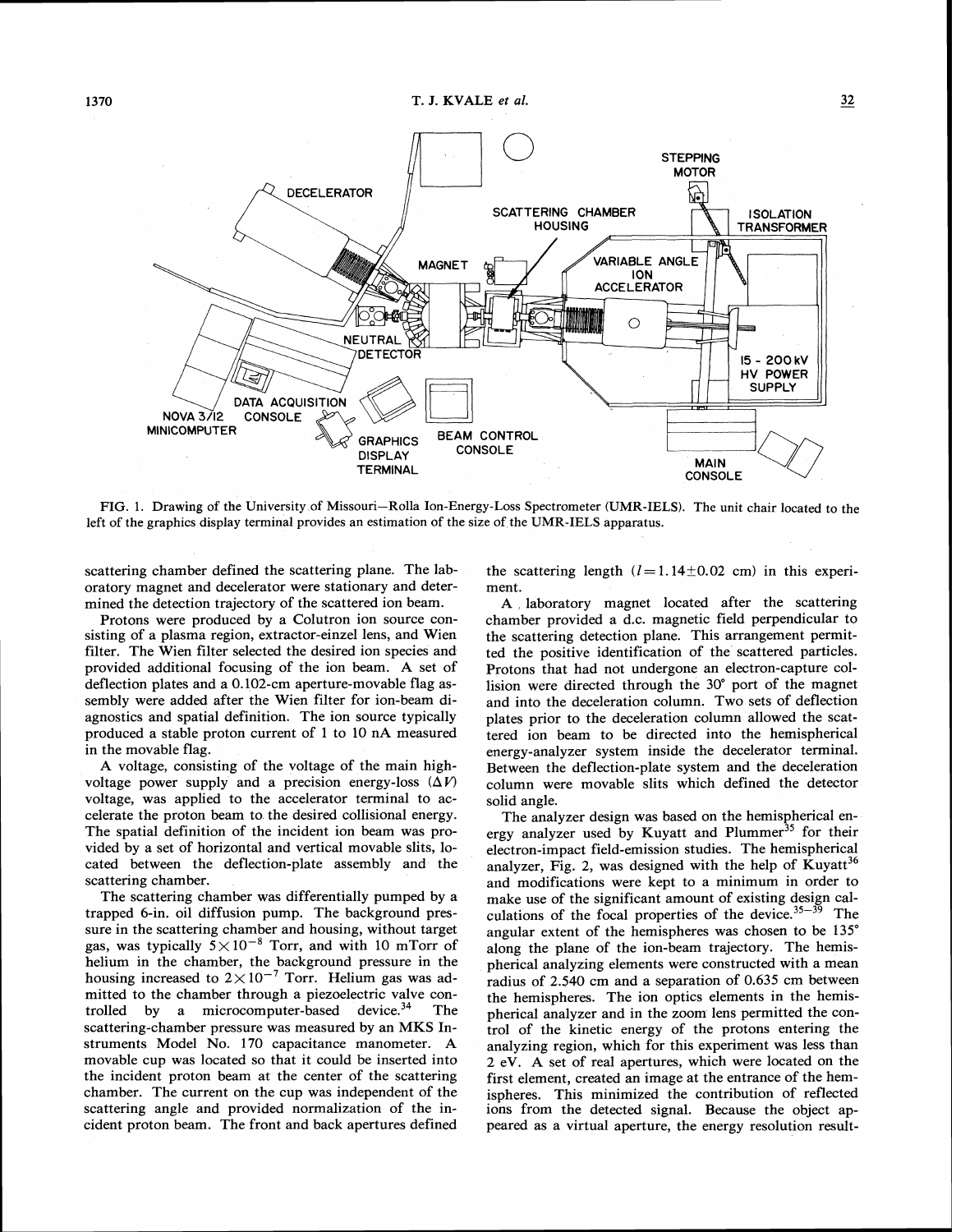FIG. 1. Drawing of the University of Missouri—Rolla Ion-Energy-Loss Spectrometer (UMR-IELS). The unit chair located to the left of the graphics display terminal provides an estimation of the size of the UMR-IELS apparatus.

scattering chamber defined the scattering plane. The laboratory magnet and decelerator were stationary and determined the detection trajectory of the scattered ion beam.

Protons were produced by a Colutron ion source consisting of a plasma region, extractor-einzel lens, and Wien filter. The Wien filter selected the desired ion species and provided additional focusing of the ion beam. A set of deflection plates and a 0.102-cm aperture-movable flag assembly were added after the Wien filter for ion-beam diagnostics and spatial definition. The ion source typically produced a stable proton current of 1 to 10 nA measured in the movable flag.

A voltage, consisting of the voltage of the main high-voltage power supply and a precision energy-loss ($\Delta V$) voltage, was applied to the accelerator terminal to accelerate the proton beam to the desired collisional energy. The spatial definition of the incident ion beam was provided by a set of horizontal and vertical movable slits, located between the deflection-plate assembly and the scattering chamber.

The scattering chamber was differentially pumped by a trapped 6-in. oil diffusion pump. The background pressure in the scattering chamber and housing, without target gas, was typically $5\times10^{-8}$ Torr, and with 10 mTorr of helium in the chamber, the background pressure in the housing increased to $2\times10^{-7}$ Torr. Helium gas was admitted to the chamber through a piezoelectric valve controlled by a microcomputer-based device.[34] The scattering-chamber pressure was measured by an MKS Instruments Model No. 170 capacitance manometer. A movable cup was located so that it could be inserted into the incident proton beam at the center of the scattering chamber. The current on the cup was independent of the scattering angle and provided normalization of the incident proton beam. The front and back apertures defined the scattering length ($l=1.14\pm0.02$ cm) in this experiment.

A laboratory magnet located after the scattering chamber provided a d.c. magnetic field perpendicular to the scattering detection plane. This arrangement permitted the positive identification of the scattered particles. Protons that had not undergone an electron-capture collision were directed through the 30° port of the magnet and into the deceleration column. Two sets of deflection plates prior to the deceleration column allowed the scattered ion beam to be directed into the hemispherical energy-analyzer system inside the decelerator terminal. Between the deflection-plate system and the deceleration column were movable slits which defined the detector solid angle.

The analyzer design was based on the hemispherical energy analyzer used by Kuyatt and Plummer[35] for their electron-impact field-emission studies. The hemispherical analyzer, Fig. 2, was designed with the help of Kuyatt[36] and modifications were kept to a minimum in order to make use of the significant amount of existing design calculations of the focal properties of the device.[35–39] The angular extent of the hemispheres was chosen to be 135° along the plane of the ion-beam trajectory. The hemispherical analyzing elements were constructed with a mean radius of 2.540 cm and a separation of 0.635 cm between the hemispheres. The ion optics elements in the hemispherical analyzer and in the zoom lens permitted the control of the kinetic energy of the protons entering the analyzing region, which for this experiment was less than 2 eV. A set of real apertures, which were located on the first element, created an image at the entrance of the hemispheres. This minimized the contribution of reflected ions from the detected signal. Because the object appeared as a virtual aperture, the energy resolution result-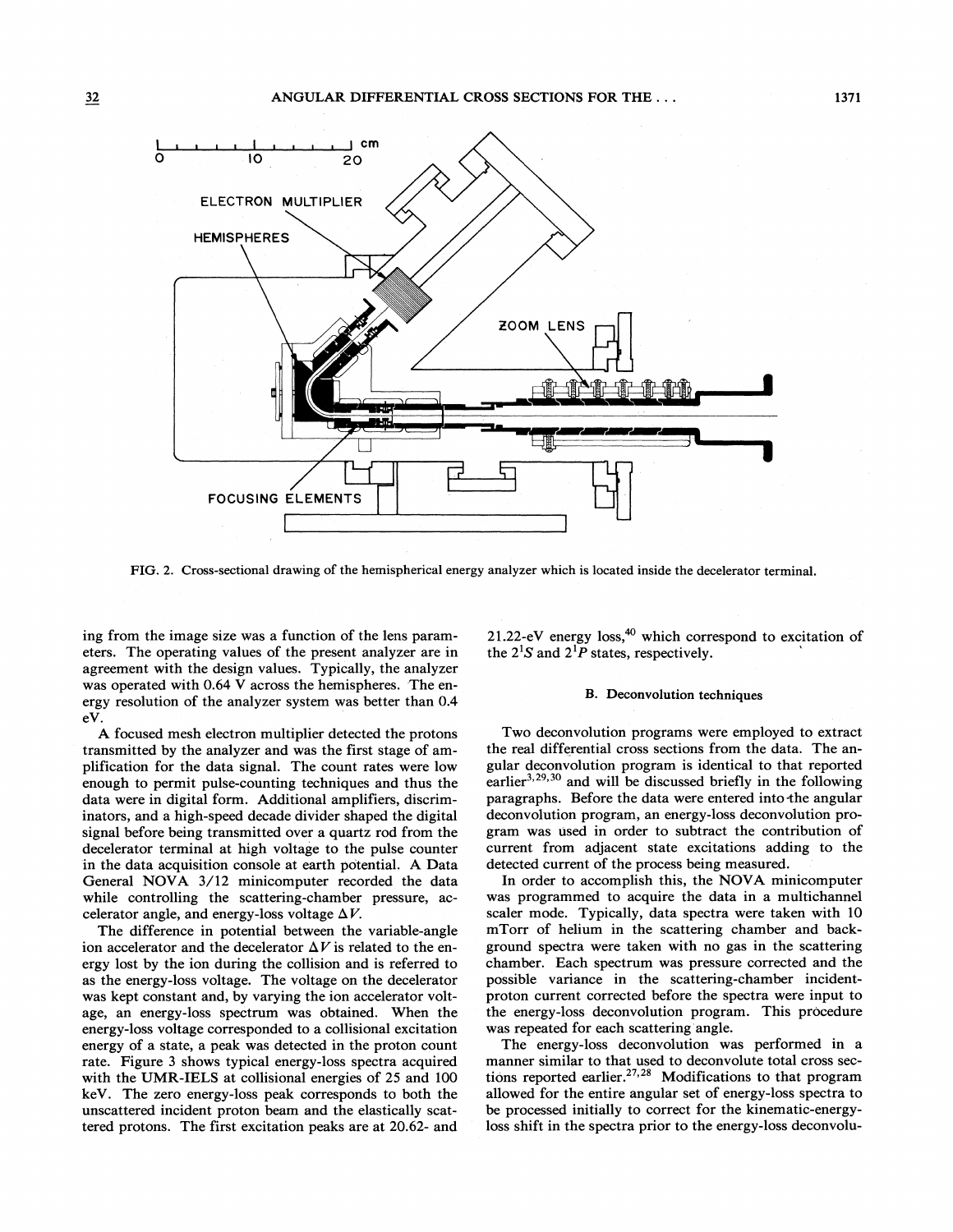FIG. 2. Cross-sectional drawing of the hemispherical energy analyzer which is located inside the decelerator terminal.

ing from the image size was a function of the lens parameters. The operating values of the present analyzer are in agreement with the design values. Typically, the analyzer was operated with 0.64 V across the hemispheres. The energy resolution of the analyzer system was better than 0.4 eV.

A focused mesh electron multiplier detected the protons transmitted by the analyzer and was the first stage of amplification for the data signal. The count rates were low enough to permit pulse-counting techniques and thus the data were in digital form. Additional amplifiers, discriminators, and a high-speed decade divider shaped the digital signal before being transmitted over a quartz rod from the decelerator terminal at high voltage to the pulse counter in the data acquisition console at earth potential. A Data General NOVA 3/12 minicomputer recorded the data while controlling the scattering-chamber pressure, accelerator angle, and energy-loss voltage $\Delta V$.

The difference in potential between the variable-angle ion accelerator and the decelerator $\Delta V$ is related to the energy lost by the ion during the collision and is referred to as the energy-loss voltage. The voltage on the decelerator was kept constant and, by varying the ion accelerator voltage, an energy-loss spectrum was obtained. When the energy-loss voltage corresponded to a collisional excitation energy of a state, a peak was detected in the proton count rate. Figure 3 shows typical energy-loss spectra acquired with the UMR-IELS at collisional energies of 25 and 100 keV. The zero energy-loss peak corresponds to both the unscattered incident proton beam and the elastically scattered protons. The first excitation peaks are at 20.62- and 21.22-eV energy loss,[40] which correspond to excitation of the $2^1S$ and $2^1P$ states, respectively.

### B. Deconvolution techniques

Two deconvolution programs were employed to extract the real differential cross sections from the data. The angular deconvolution program is identical to that reported earlier[3,29,30] and will be discussed briefly in the following paragraphs. Before the data were entered into the angular deconvolution program, an energy-loss deconvolution program was used in order to subtract the contribution of current from adjacent state excitations adding to the detected current of the process being measured.

In order to accomplish this, the NOVA minicomputer was programmed to acquire the data in a multichannel scaler mode. Typically, data spectra were taken with 10 mTorr of helium in the scattering chamber and background spectra were taken with no gas in the scattering chamber. Each spectrum was pressure corrected and the possible variance in the scattering-chamber incident-proton current corrected before the spectra were input to the energy-loss deconvolution program. This procedure was repeated for each scattering angle.

The energy-loss deconvolution was performed in a manner similar to that used to deconvolute total cross sections reported earlier.[27,28] Modifications to that program allowed for the entire angular set of energy-loss spectra to be processed initially to correct for the kinematic-energy-loss shift in the spectra prior to the energy-loss deconvolu-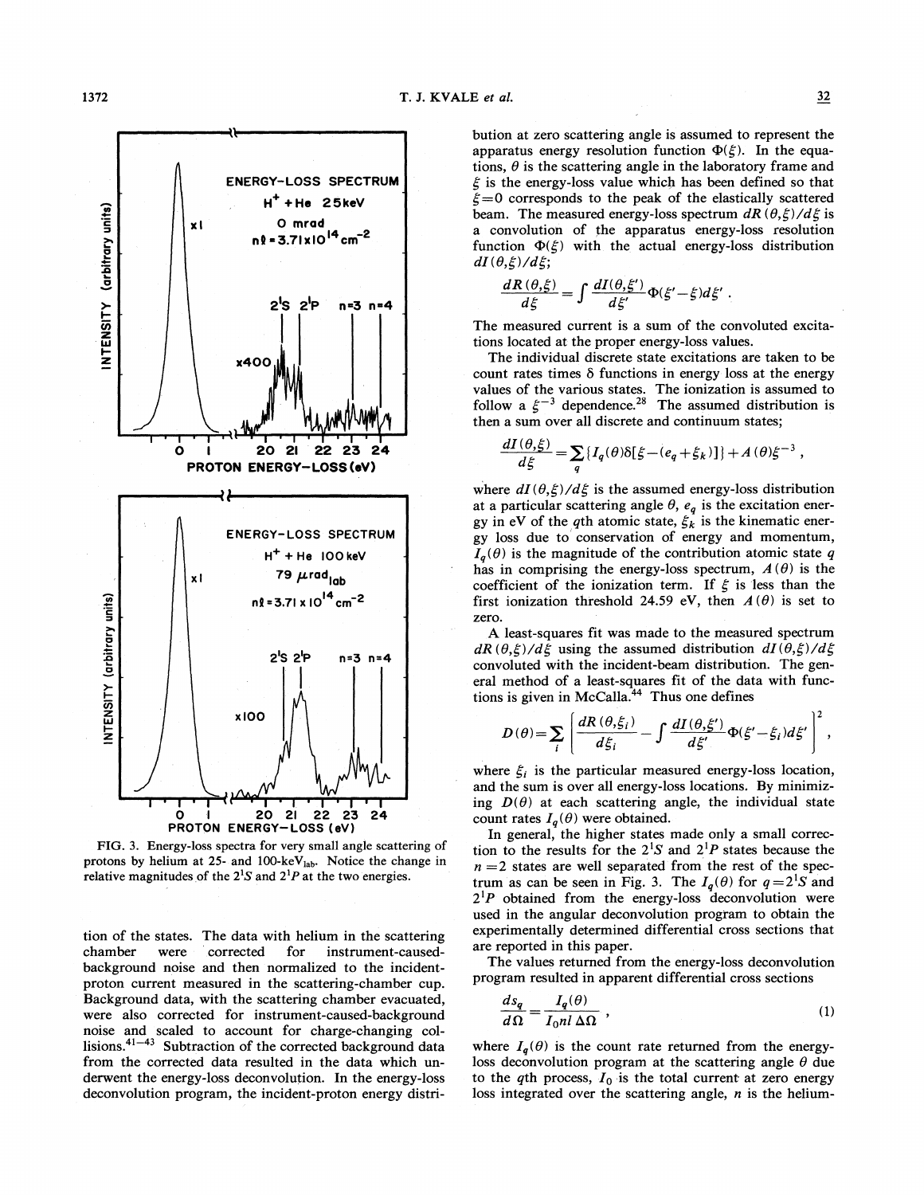FIG. 3. Energy-loss spectra for very small angle scattering of protons by helium at 25- and 100-keV$_{lab}$. Notice the change in relative magnitudes of the $2^1S$ and $2^1P$ at the two energies.

tion of the states. The data with helium in the scattering chamber were corrected for instrument-caused-background noise and then normalized to the incident-proton current measured in the scattering-chamber cup. Background data, with the scattering chamber evacuated, were also corrected for instrument-caused-background noise and scaled to account for charge-changing collisions.[41–43] Subtraction of the corrected background data from the corrected data resulted in the data which underwent the energy-loss deconvolution. In the energy-loss deconvolution program, the incident-proton energy distribution at zero scattering angle is assumed to represent the apparatus energy resolution function $\Phi(\xi)$. In the equations, $\theta$ is the scattering angle in the laboratory frame and $\xi$ is the energy-loss value which has been defined so that $\xi=0$ corresponds to the peak of the elastically scattered beam. The measured energy-loss spectrum $dR(\theta,\xi)/d\xi$ is a convolution of the apparatus energy-loss resolution function $\Phi(\xi)$ with the actual energy-loss distribution $dI(\theta,\xi)/d\xi$;

$$\frac{dR(\theta,\xi)}{d\xi}=\int \frac{dI(\theta,\xi')}{d\xi'}\Phi(\xi'-\xi)d\xi' .$$

The measured current is a sum of the convoluted excitations located at the proper energy-loss values.

The individual discrete state excitations are taken to be count rates times $\delta$ functions in energy loss at the energy values of the various states. The ionization is assumed to follow a $\xi^{-3}$ dependence.[28] The assumed distribution is then a sum over all discrete and continuum states;

$$\frac{dI(\theta,\xi)}{d\xi}=\sum_q \{I_q(\theta)\delta[\xi-(e_q+\xi_k)]\}+A(\theta)\xi^{-3} ,$$

where $dI(\theta,\xi)/d\xi$ is the assumed energy-loss distribution at a particular scattering angle $\theta$, $e_q$ is the excitation energy in eV of the $q$th atomic state, $\xi_k$ is the kinematic energy loss due to conservation of energy and momentum, $I_q(\theta)$ is the magnitude of the contribution atomic state $q$ has in comprising the energy-loss spectrum, $A(\theta)$ is the coefficient of the ionization term. If $\xi$ is less than the first ionization threshold 24.59 eV, then $A(\theta)$ is set to zero.

A least-squares fit was made to the measured spectrum $dR(\theta,\xi)/d\xi$ using the assumed distribution $dI(\theta,\xi)/d\xi$ convoluted with the incident-beam distribution. The general method of a least-squares fit of the data with functions is given in McCalla.[44] Thus one defines

$$D(\theta)=\sum_i \left[\frac{dR(\theta,\xi_i)}{d\xi_i}-\int \frac{dI(\theta,\xi')}{d\xi'}\Phi(\xi'-\xi_i)d\xi'\right]^2 ,$$

where $\xi_i$ is the particular measured energy-loss location, and the sum is over all energy-loss locations. By minimizing $D(\theta)$ at each scattering angle, the individual state count rates $I_q(\theta)$ were obtained.

In general, the higher states made only a small correction to the results for the $2^1S$ and $2^1P$ states because the $n=2$ states are well separated from the rest of the spectrum as can be seen in Fig. 3. The $I_q(\theta)$ for $q=2^1S$ and $2^1P$ obtained from the energy-loss deconvolution were used in the angular deconvolution program to obtain the experimentally determined differential cross sections that are reported in this paper.

The values returned from the energy-loss deconvolution program resulted in apparent differential cross sections

$$\frac{ds_q}{d\Omega}=\frac{I_q(\theta)}{I_0 nl\,\Delta\Omega} , \tag{1}$$

where $I_q(\theta)$ is the count rate returned from the energy-loss deconvolution program at the scattering angle $\theta$ due to the $q$th process, $I_0$ is the total current at zero energy loss integrated over the scattering angle, $n$ is the helium-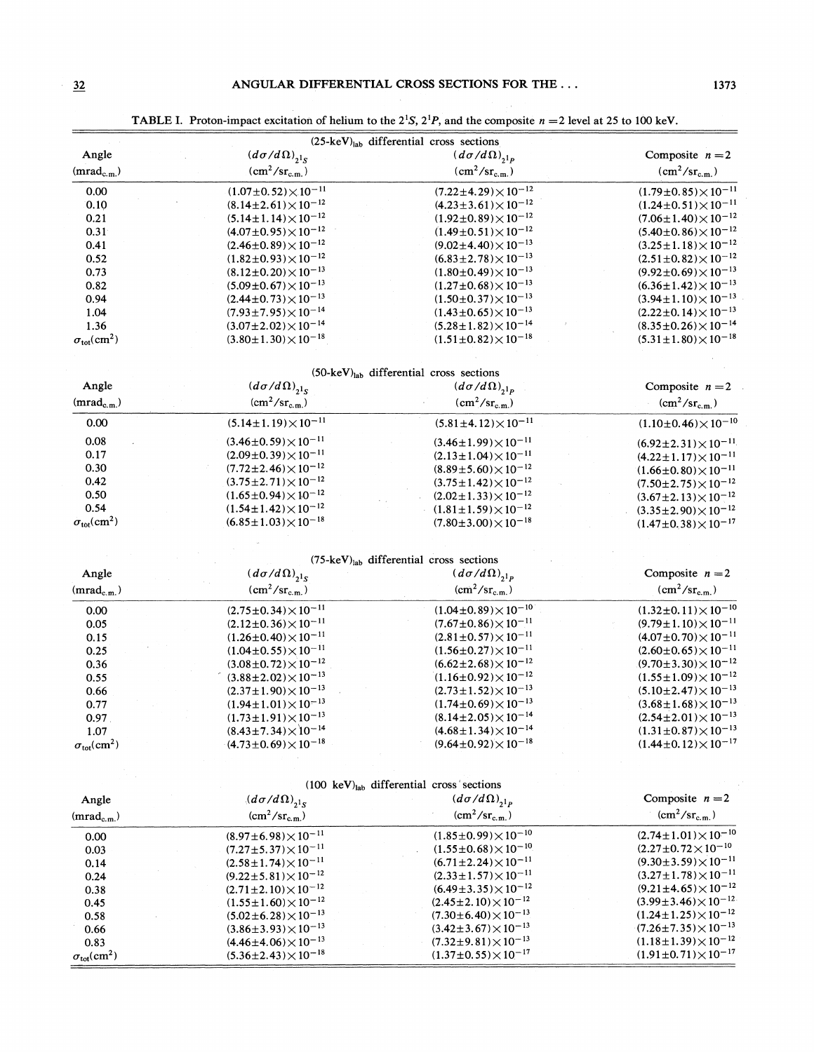TABLE I. Proton-impact excitation of helium to the $2^1S$, $2^1P$, and the composite $n=2$ level at 25 to 100 keV.

| (25-keV)$_{\text{lab}}$ differential cross sections | | | |
|---|---|---|---|
| Angle (mrad$_{\text{c.m.}}$) | $(d\sigma/d\Omega)_{2^1S}$ (cm$^2$/sr$_{\text{c.m.}}$) | $(d\sigma/d\Omega)_{2^1P}$ (cm$^2$/sr$_{\text{c.m.}}$) | Composite $n=2$ (cm$^2$/sr$_{\text{c.m.}}$) |
| 0.00 | $(1.07\pm0.52)\times10^{-11}$ | $(7.22\pm4.29)\times10^{-12}$ | $(1.79\pm0.85)\times10^{-11}$ |
| 0.10 | $(8.14\pm2.61)\times10^{-12}$ | $(4.23\pm3.61)\times10^{-12}$ | $(1.24\pm0.51)\times10^{-11}$ |
| 0.21 | $(5.14\pm1.14)\times10^{-12}$ | $(1.92\pm0.89)\times10^{-12}$ | $(7.06\pm1.40)\times10^{-12}$ |
| 0.31 | $(4.07\pm0.95)\times10^{-12}$ | $(1.49\pm0.51)\times10^{-12}$ | $(5.40\pm0.86)\times10^{-12}$ |
| 0.41 | $(2.46\pm0.89)\times10^{-12}$ | $(9.02\pm4.40)\times10^{-13}$ | $(3.25\pm1.18)\times10^{-12}$ |
| 0.52 | $(1.82\pm0.93)\times10^{-12}$ | $(6.83\pm2.78)\times10^{-13}$ | $(2.51\pm0.82)\times10^{-12}$ |
| 0.73 | $(8.12\pm0.20)\times10^{-13}$ | $(1.80\pm0.49)\times10^{-13}$ | $(9.92\pm0.69)\times10^{-13}$ |
| 0.82 | $(5.09\pm0.67)\times10^{-13}$ | $(1.27\pm0.68)\times10^{-13}$ | $(6.36\pm1.42)\times10^{-13}$ |
| 0.94 | $(2.44\pm0.73)\times10^{-13}$ | $(1.50\pm0.37)\times10^{-13}$ | $(3.94\pm1.10)\times10^{-13}$ |
| 1.04 | $(7.93\pm7.95)\times10^{-14}$ | $(1.43\pm0.65)\times10^{-13}$ | $(2.22\pm0.14)\times10^{-13}$ |
| 1.36 | $(3.07\pm2.02)\times10^{-14}$ | $(5.28\pm1.82)\times10^{-14}$ | $(8.35\pm0.26)\times10^{-14}$ |
| $\sigma_{\text{tot}}$(cm$^2$) | $(3.80\pm1.30)\times10^{-18}$ | $(1.51\pm0.82)\times10^{-18}$ | $(5.31\pm1.80)\times10^{-18}$ |

| (50-keV)$_{\text{lab}}$ differential cross sections | | | |
|---|---|---|---|
| Angle (mrad$_{\text{c.m.}}$) | $(d\sigma/d\Omega)_{2^1S}$ (cm$^2$/sr$_{\text{c.m.}}$) | $(d\sigma/d\Omega)_{2^1P}$ (cm$^2$/sr$_{\text{c.m.}}$) | Composite $n=2$ (cm$^2$/sr$_{\text{c.m.}}$) |
| 0.00 | $(5.14\pm1.19)\times10^{-11}$ | $(5.81\pm4.12)\times10^{-11}$ | $(1.10\pm0.46)\times10^{-10}$ |
| 0.08 | $(3.46\pm0.59)\times10^{-11}$ | $(3.46\pm1.99)\times10^{-11}$ | $(6.92\pm2.31)\times10^{-11}$ |
| 0.17 | $(2.09\pm0.39)\times10^{-11}$ | $(2.13\pm1.04)\times10^{-11}$ | $(4.22\pm1.17)\times10^{-11}$ |
| 0.30 | $(7.72\pm2.46)\times10^{-12}$ | $(8.89\pm5.60)\times10^{-12}$ | $(1.66\pm0.80)\times10^{-11}$ |
| 0.42 | $(3.75\pm2.71)\times10^{-12}$ | $(3.75\pm1.42)\times10^{-12}$ | $(7.50\pm2.75)\times10^{-12}$ |
| 0.50 | $(1.65\pm0.94)\times10^{-12}$ | $(2.02\pm1.33)\times10^{-12}$ | $(3.67\pm2.13)\times10^{-12}$ |
| 0.54 | $(1.54\pm1.42)\times10^{-12}$ | $(1.81\pm1.59)\times10^{-12}$ | $(3.35\pm2.90)\times10^{-12}$ |
| $\sigma_{\text{tot}}$(cm$^2$) | $(6.85\pm1.03)\times10^{-18}$ | $(7.80\pm3.00)\times10^{-18}$ | $(1.47\pm0.38)\times10^{-17}$ |

| (75-keV)$_{\text{lab}}$ differential cross sections | | | |
|---|---|---|---|
| Angle (mrad$_{\text{c.m.}}$) | $(d\sigma/d\Omega)_{2^1S}$ (cm$^2$/sr$_{\text{c.m.}}$) | $(d\sigma/d\Omega)_{2^1P}$ (cm$^2$/sr$_{\text{c.m.}}$) | Composite $n=2$ (cm$^2$/sr$_{\text{c.m.}}$) |
| 0.00 | $(2.75\pm0.34)\times10^{-11}$ | $(1.04\pm0.89)\times10^{-10}$ | $(1.32\pm0.11)\times10^{-10}$ |
| 0.05 | $(2.12\pm0.36)\times10^{-11}$ | $(7.67\pm0.86)\times10^{-11}$ | $(9.79\pm1.10)\times10^{-11}$ |
| 0.15 | $(1.26\pm0.40)\times10^{-11}$ | $(2.81\pm0.57)\times10^{-11}$ | $(4.07\pm0.70)\times10^{-11}$ |
| 0.25 | $(1.04\pm0.55)\times10^{-11}$ | $(1.56\pm0.27)\times10^{-11}$ | $(2.60\pm0.65)\times10^{-11}$ |
| 0.36 | $(3.08\pm0.72)\times10^{-12}$ | $(6.62\pm2.68)\times10^{-12}$ | $(9.70\pm3.30)\times10^{-12}$ |
| 0.55 | $(3.88\pm2.02)\times10^{-13}$ | $(1.16\pm0.92)\times10^{-12}$ | $(1.55\pm1.09)\times10^{-12}$ |
| 0.66 | $(2.37\pm1.90)\times10^{-13}$ | $(2.73\pm1.52)\times10^{-13}$ | $(5.10\pm2.47)\times10^{-13}$ |
| 0.77 | $(1.94\pm1.01)\times10^{-13}$ | $(1.74\pm0.69)\times10^{-13}$ | $(3.68\pm1.68)\times10^{-13}$ |
| 0.97 | $(1.73\pm1.91)\times10^{-13}$ | $(8.14\pm2.05)\times10^{-14}$ | $(2.54\pm2.01)\times10^{-13}$ |
| 1.07 | $(8.43\pm7.34)\times10^{-14}$ | $(4.68\pm1.34)\times10^{-14}$ | $(1.31\pm0.87)\times10^{-13}$ |
| $\sigma_{\text{tot}}$(cm$^2$) | $(4.73\pm0.69)\times10^{-18}$ | $(9.64\pm0.92)\times10^{-18}$ | $(1.44\pm0.12)\times10^{-17}$ |

| (100 keV)$_{\text{lab}}$ differential cross sections | | | |
|---|---|---|---|
| Angle (mrad$_{\text{c.m.}}$) | $(d\sigma/d\Omega)_{2^1S}$ (cm$^2$/sr$_{\text{c.m.}}$) | $(d\sigma/d\Omega)_{2^1P}$ (cm$^2$/sr$_{\text{c.m.}}$) | Composite $n=2$ (cm$^2$/sr$_{\text{c.m.}}$) |
| 0.00 | $(8.97\pm6.98)\times10^{-11}$ | $(1.85\pm0.99)\times10^{-10}$ | $(2.74\pm1.01)\times10^{-10}$ |
| 0.03 | $(7.27\pm5.37)\times10^{-11}$ | $(1.55\pm0.68)\times10^{-10}$ | $(2.27\pm0.72\times10^{-10}$ |
| 0.14 | $(2.58\pm1.74)\times10^{-11}$ | $(6.71\pm2.24)\times10^{-11}$ | $(9.30\pm3.59)\times10^{-11}$ |
| 0.24 | $(9.22\pm5.81)\times10^{-12}$ | $(2.33\pm1.57)\times10^{-11}$ | $(3.27\pm1.78)\times10^{-11}$ |
| 0.38 | $(2.71\pm2.10)\times10^{-12}$ | $(6.49\pm3.35)\times10^{-12}$ | $(9.21\pm4.65)\times10^{-12}$ |
| 0.45 | $(1.55\pm1.60)\times10^{-12}$ | $(2.45\pm2.10)\times10^{-12}$ | $(3.99\pm3.46)\times10^{-12}$ |
| 0.58 | $(5.02\pm6.28)\times10^{-13}$ | $(7.30\pm6.40)\times10^{-13}$ | $(1.24\pm1.25)\times10^{-12}$ |
| 0.66 | $(3.86\pm3.93)\times10^{-13}$ | $(3.42\pm3.67)\times10^{-13}$ | $(7.26\pm7.35)\times10^{-13}$ |
| 0.83 | $(4.46\pm4.06)\times10^{-13}$ | $(7.32\pm9.81)\times10^{-13}$ | $(1.18\pm1.39)\times10^{-12}$ |
| $\sigma_{\text{tot}}$(cm$^2$) | $(5.36\pm2.43)\times10^{-18}$ | $(1.37\pm0.55)\times10^{-17}$ | $(1.91\pm0.71)\times10^{-17}$ |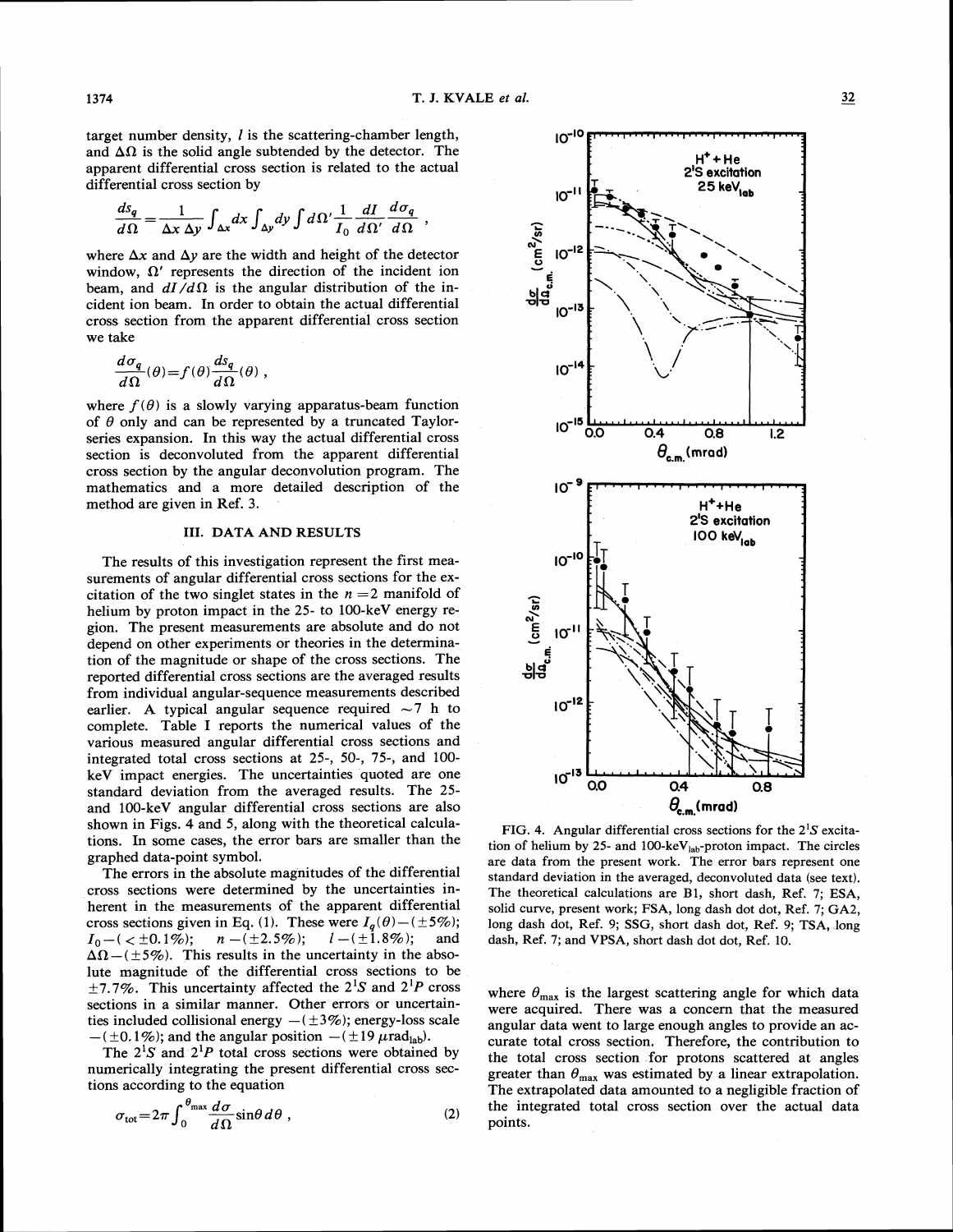target number density, $l$ is the scattering-chamber length, and $\Delta\Omega$ is the solid angle subtended by the detector. The apparent differential cross section is related to the actual differential cross section by

$$\frac{ds_q}{d\Omega}=\frac{1}{\Delta x\,\Delta y}\int_{\Delta x}dx\int_{\Delta y}dy\int d\Omega'\frac{1}{I_0}\frac{dI}{d\Omega'}\frac{d\sigma_q}{d\Omega}\ ,$$

where $\Delta x$ and $\Delta y$ are the width and height of the detector window, $\Omega'$ represents the direction of the incident ion beam, and $dI/d\Omega$ is the angular distribution of the incident ion beam. In order to obtain the actual differential cross section from the apparent differential cross section we take

$$\frac{d\sigma_q}{d\Omega}(\theta)=f(\theta)\frac{ds_q}{d\Omega}(\theta)\ ,$$

where $f(\theta)$ is a slowly varying apparatus-beam function of $\theta$ only and can be represented by a truncated Taylor-series expansion. In this way the actual differential cross section is deconvoluted from the apparent differential cross section by the angular deconvolution program. The mathematics and a more detailed description of the method are given in Ref. 3.

## III. DATA AND RESULTS

The results of this investigation represent the first measurements of angular differential cross sections for the excitation of the two singlet states in the $n=2$ manifold of helium by proton impact in the 25- to 100-keV energy region. The present measurements are absolute and do not depend on other experiments or theories in the determination of the magnitude or shape of the cross sections. The reported differential cross sections are the averaged results from individual angular-sequence measurements described earlier. A typical angular sequence required $\sim$7 h to complete. Table I reports the numerical values of the various measured angular differential cross sections and integrated total cross sections at 25-, 50-, 75-, and 100-keV impact energies. The uncertainties quoted are one standard deviation from the averaged results. The 25- and 100-keV angular differential cross sections are also shown in Figs. 4 and 5, along with the theoretical calculations. In some cases, the error bars are smaller than the graphed data-point symbol.

The errors in the absolute magnitudes of the differential cross sections were determined by the uncertainties inherent in the measurements of the apparent differential cross sections given in Eq. (1). These were $I_q(\theta)$—($\pm 5\%$); $I_0$—($<\pm 0.1\%$); $n$—($\pm 2.5\%$); $l$—($\pm 1.8\%$); and $\Delta\Omega$—($\pm 5\%$). This results in the uncertainty in the absolute magnitude of the differential cross sections to be $\pm 7.7\%$. This uncertainty affected the $2^1S$ and $2^1P$ cross sections in a similar manner. Other errors or uncertainties included collisional energy —($\pm 3\%$); energy-loss scale —($\pm 0.1\%$); and the angular position —($\pm 19\ \mu\text{rad}_{\text{lab}}$).

The $2^1S$ and $2^1P$ total cross sections were obtained by numerically integrating the present differential cross sections according to the equation

$$\sigma_{\text{tot}}=2\pi\int_0^{\theta_{\max}}\frac{d\sigma}{d\Omega}\sin\theta\,d\theta\ , \tag{2}$$

where $\theta_{\max}$ is the largest scattering angle for which data were acquired. There was a concern that the measured angular data went to large enough angles to provide an accurate total cross section. Therefore, the contribution to the total cross section for protons scattered at angles greater than $\theta_{\max}$ was estimated by a linear extrapolation. The extrapolated data amounted to a negligible fraction of the integrated total cross section over the actual data points.

FIG. 4. Angular differential cross sections for the $2^1S$ excitation of helium by 25- and 100-$\text{keV}_{\text{lab}}$-proton impact. The circles are data from the present work. The error bars represent one standard deviation in the averaged, deconvoluted data (see text). The theoretical calculations are B1, short dash, Ref. 7; ESA, solid curve, present work; FSA, long dash dot dot, Ref. 7; GA2, long dash dot, Ref. 9; SSG, short dash dot, Ref. 9; TSA, long dash, Ref. 7; and VPSA, short dash dot dot, Ref. 10.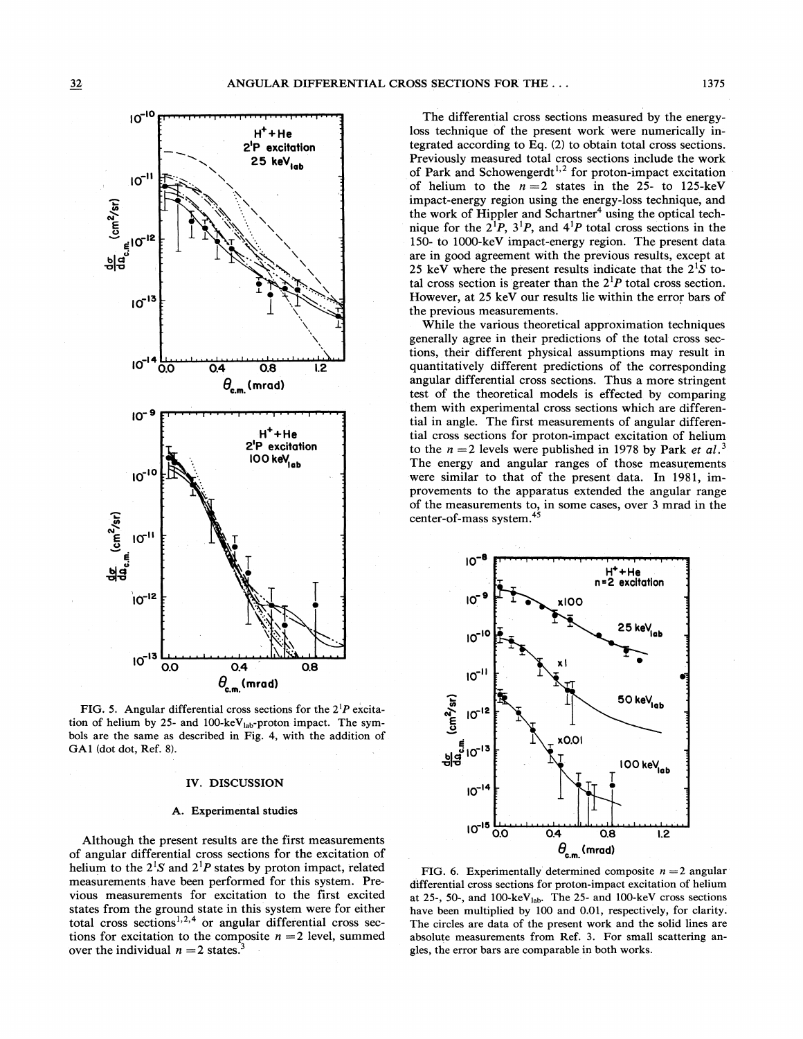FIG. 5. Angular differential cross sections for the $2^1P$ excitation of helium by 25- and 100-keV$_{\text{lab}}$-proton impact. The symbols are the same as described in Fig. 4, with the addition of GA1 (dot dot, Ref. 8).

## IV. DISCUSSION

### A. Experimental studies

Although the present results are the first measurements of angular differential cross sections for the excitation of helium to the $2^1S$ and $2^1P$ states by proton impact, related measurements have been performed for this system. Previous measurements for excitation to the first excited states from the ground state in this system were for either total cross sections[1,2,4] or angular differential cross sections for excitation to the composite $n=2$ level, summed over the individual $n=2$ states.[3]

The differential cross sections measured by the energy-loss technique of the present work were numerically integrated according to Eq. (2) to obtain total cross sections. Previously measured total cross sections include the work of Park and Schowengerdt[1,2] for proton-impact excitation of helium to the $n=2$ states in the 25- to 125-keV impact-energy region using the energy-loss technique, and the work of Hippler and Schartner[4] using the optical technique for the $2^1P$, $3^1P$, and $4^1P$ total cross sections in the 150- to 1000-keV impact-energy region. The present data are in good agreement with the previous results, except at 25 keV where the present results indicate that the $2^1S$ total cross section is greater than the $2^1P$ total cross section. However, at 25 keV our results lie within the error bars of the previous measurements.

While the various theoretical approximation techniques generally agree in their predictions of the total cross sections, their different physical assumptions may result in quantitatively different predictions of the corresponding angular differential cross sections. Thus a more stringent test of the theoretical models is effected by comparing them with experimental cross sections which are differential in angle. The first measurements of angular differential cross sections for proton-impact excitation of helium to the $n=2$ levels were published in 1978 by Park *et al.*[3] The energy and angular ranges of those measurements were similar to that of the present data. In 1981, improvements to the apparatus extended the angular range of the measurements to, in some cases, over 3 mrad in the center-of-mass system.[45]

FIG. 6. Experimentally determined composite $n=2$ angular differential cross sections for proton-impact excitation of helium at 25-, 50-, and 100-keV$_{\text{lab}}$. The 25- and 100-keV cross sections have been multiplied by 100 and 0.01, respectively, for clarity. The circles are data of the present work and the solid lines are absolute measurements from Ref. 3. For small scattering angles, the error bars are comparable in both works.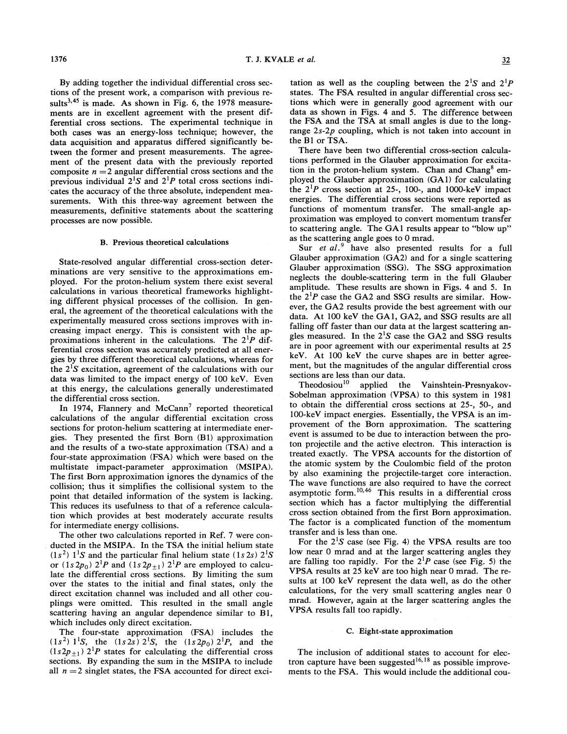By adding together the individual differential cross sections of the present work, a comparison with previous results[3,45] is made. As shown in Fig. 6, the 1978 measurements are in excellent agreement with the present differential cross sections. The experimental technique in both cases was an energy-loss technique; however, the data acquisition and apparatus differed significantly between the former and present measurements. The agreement of the present data with the previously reported composite $n=2$ angular differential cross sections and the previous individual $2^1S$ and $2^1P$ total cross sections indicates the accuracy of the three absolute, independent measurements. With this three-way agreement between the measurements, definitive statements about the scattering processes are now possible.

### B. Previous theoretical calculations

State-resolved angular differential cross-section determinations are very sensitive to the approximations employed. For the proton-helium system there exist several calculations in various theoretical frameworks highlighting different physical processes of the collision. In general, the agreement of the theoretical calculations with the experimentally measured cross sections improves with increasing impact energy. This is consistent with the approximations inherent in the calculations. The $2^1P$ differential cross section was accurately predicted at all energies by three different theoretical calculations, whereas for the $2^1S$ excitation, agreement of the calculations with our data was limited to the impact energy of 100 keV. Even at this energy, the calculations generally underestimated the differential cross section.

In 1974, Flannery and McCann[7] reported theoretical calculations of the angular differential excitation cross sections for proton-helium scattering at intermediate energies. They presented the first Born (B1) approximation and the results of a two-state approximation (TSA) and a four-state approximation (FSA) which were based on the multistate impact-parameter approximation (MSIPA). The first Born approximation ignores the dynamics of the collision; thus it simplifies the collisional system to the point that detailed information of the system is lacking. This reduces its usefulness to that of a reference calculation which provides at best moderately accurate results for intermediate energy collisions.

The other two calculations reported in Ref. 7 were conducted in the MSIPA. In the TSA the initial helium state $(1s^2)\ 1^1S$ and the particular final helium state $(1s2s)\ 2^1S$ or $(1s2p_0)\ 2^1P$ and $(1s2p_{\pm 1})\ 2^1P$ are employed to calculate the differential cross sections. By limiting the sum over the states to the initial and final states, only the direct excitation channel was included and all other couplings were omitted. This resulted in the small angle scattering having an angular dependence similar to B1, which includes only direct excitation.

The four-state approximation (FSA) includes the $(1s^2)\ 1^1S$, the $(1s2s)\ 2^1S$, the $(1s2p_0)\ 2^1P$, and the $(1s2p_{\pm 1})\ 2^1P$ states for calculating the differential cross sections. By expanding the sum in the MSIPA to include all $n=2$ singlet states, the FSA accounted for direct excitation as well as the coupling between the $2^1S$ and $2^1P$ states. The FSA resulted in angular differential cross sections which were in generally good agreement with our data as shown in Figs. 4 and 5. The difference between the FSA and the TSA at small angles is due to the long-range $2s$-$2p$ coupling, which is not taken into account in the B1 or TSA.

There have been two differential cross-section calculations performed in the Glauber approximation for excitation in the proton-helium system. Chan and Chang[8] employed the Glauber approximation (GA1) for calculating the $2^1P$ cross section at 25-, 100-, and 1000-keV impact energies. The differential cross sections were reported as functions of momentum transfer. The small-angle approximation was employed to convert momentum transfer to scattering angle. The GA1 results appear to "blow up" as the scattering angle goes to 0 mrad.

Sur *et al.*[9] have also presented results for a full Glauber approximation (GA2) and for a single scattering Glauber approximation (SSG). The SSG approximation neglects the double-scattering term in the full Glauber amplitude. These results are shown in Figs. 4 and 5. In the $2^1P$ case the GA2 and SSG results are similar. However, the GA2 results provide the best agreement with our data. At 100 keV the GA1, GA2, and SSG results are all falling off faster than our data at the largest scattering angles measured. In the $2^1S$ case the GA2 and SSG results are in poor agreement with our experimental results at 25 keV. At 100 keV the curve shapes are in better agreement, but the magnitudes of the angular differential cross sections are less than our data.

Theodosiou[10] applied the Vainshtein-Presnyakov-Sobelman approximation (VPSA) to this system in 1981 to obtain the differential cross sections at 25-, 50-, and 100-keV impact energies. Essentially, the VPSA is an improvement of the Born approximation. The scattering event is assumed to be due to interaction between the proton projectile and the active electron. This interaction is treated exactly. The VPSA accounts for the distortion of the atomic system by the Coulombic field of the proton by also examining the projectile-target core interaction. The wave functions are also required to have the correct asymptotic form.[10,46] This results in a differential cross section which has a factor multiplying the differential cross section obtained from the first Born approximation. The factor is a complicated function of the momentum transfer and is less than one.

For the $2^1S$ case (see Fig. 4) the VPSA results are too low near 0 mrad and at the larger scattering angles they are falling too rapidly. For the $2^1P$ case (see Fig. 5) the VPSA results at 25 keV are too high near 0 mrad. The results at 100 keV represent the data well, as do the other calculations, for the very small scattering angles near 0 mrad. However, again at the larger scattering angles the VPSA results fall too rapidly.

### C. Eight-state approximation

The inclusion of additional states to account for electron capture have been suggested[16,18] as possible improvements to the FSA. This would include the additional cou-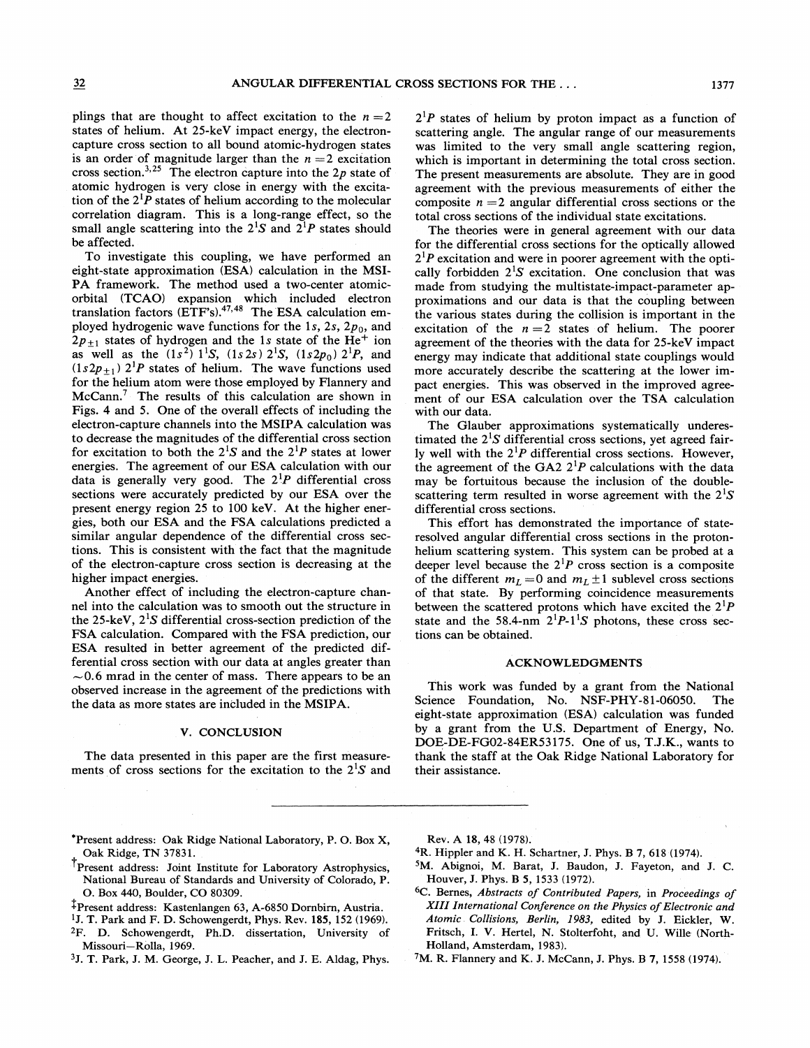plings that are thought to affect excitation to the $n=2$ states of helium. At 25-keV impact energy, the electron-capture cross section to all bound atomic-hydrogen states is an order of magnitude larger than the $n=2$ excitation cross section.[3,25] The electron capture into the $2p$ state of atomic hydrogen is very close in energy with the excitation of the $2^1P$ states of helium according to the molecular correlation diagram. This is a long-range effect, so the small angle scattering into the $2^1S$ and $2^1P$ states should be affected.

To investigate this coupling, we have performed an eight-state approximation (ESA) calculation in the MSIPA framework. The method used a two-center atomic-orbital (TCAO) expansion which included electron translation factors (ETF's).[47,48] The ESA calculation employed hydrogenic wave functions for the $1s$, $2s$, $2p_0$, and $2p_{\pm1}$ states of hydrogen and the $1s$ state of the $He^+$ ion as well as the $(1s^2)\ 1^1S$, $(1s2s)\ 2^1S$, $(1s2p_0)\ 2^1P$, and $(1s2p_{\pm1})\ 2^1P$ states of helium. The wave functions used for the helium atom were those employed by Flannery and McCann.[7] The results of this calculation are shown in Figs. 4 and 5. One of the overall effects of including the electron-capture channels into the MSIPA calculation was to decrease the magnitudes of the differential cross section for excitation to both the $2^1S$ and the $2^1P$ states at lower energies. The agreement of our ESA calculation with our data is generally very good. The $2^1P$ differential cross sections were accurately predicted by our ESA over the present energy region 25 to 100 keV. At the higher energies, both our ESA and the FSA calculations predicted a similar angular dependence of the differential cross sections. This is consistent with the fact that the magnitude of the electron-capture cross section is decreasing at the higher impact energies.

Another effect of including the electron-capture channel into the calculation was to smooth out the structure in the 25-keV, $2^1S$ differential cross-section prediction of the FSA calculation. Compared with the FSA prediction, our ESA resulted in better agreement of the predicted differential cross section with our data at angles greater than $\sim 0.6$ mrad in the center of mass. There appears to be an observed increase in the agreement of the predictions with the data as more states are included in the MSIPA.

## V. CONCLUSION

The data presented in this paper are the first measurements of cross sections for the excitation to the $2^1S$ and $2^1P$ states of helium by proton impact as a function of scattering angle. The angular range of our measurements was limited to the very small angle scattering region, which is important in determining the total cross section. The present measurements are absolute. They are in good agreement with the previous measurements of either the composite $n=2$ angular differential cross sections or the total cross sections of the individual state excitations.

The theories were in general agreement with our data for the differential cross sections for the optically allowed $2^1P$ excitation and were in poorer agreement with the optically forbidden $2^1S$ excitation. One conclusion that was made from studying the multistate-impact-parameter approximations and our data is that the coupling between the various states during the collision is important in the excitation of the $n=2$ states of helium. The poorer agreement of the theories with the data for 25-keV impact energy may indicate that additional state couplings would more accurately describe the scattering at the lower impact energies. This was observed in the improved agreement of our ESA calculation over the TSA calculation with our data.

The Glauber approximations systematically underestimated the $2^1S$ differential cross sections, yet agreed fairly well with the $2^1P$ differential cross sections. However, the agreement of the GA2 $2^1P$ calculations with the data may be fortuitous because the inclusion of the double-scattering term resulted in worse agreement with the $2^1S$ differential cross sections.

This effort has demonstrated the importance of state-resolved angular differential cross sections in the proton-helium scattering system. This system can be probed at a deeper level because the $2^1P$ cross section is a composite of the different $m_L=0$ and $m_L\pm1$ sublevel cross sections of that state. By performing coincidence measurements between the scattered protons which have excited the $2^1P$ state and the 58.4-nm $2^1P$-$1^1S$ photons, these cross sections can be obtained.

## ACKNOWLEDGMENTS

This work was funded by a grant from the National Science Foundation, No. NSF-PHY-81-06050. The eight-state approximation (ESA) calculation was funded by a grant from the U.S. Department of Energy, No. DOE-DE-FG02-84ER53175. One of us, T.J.K., wants to thank the staff at the Oak Ridge National Laboratory for their assistance.

---

*Present address: Oak Ridge National Laboratory, P. O. Box X, Oak Ridge, TN 37831.

†Present address: Joint Institute for Laboratory Astrophysics, National Bureau of Standards and University of Colorado, P. O. Box 440, Boulder, CO 80309.

‡Present address: Kastenlangen 63, A-6850 Dornbirn, Austria.

[1] J. T. Park and F. D. Schowengerdt, Phys. Rev. **185**, 152 (1969).

[2] F. D. Schowengerdt, Ph.D. dissertation, University of Missouri—Rolla, 1969.

[3] J. T. Park, J. M. George, J. L. Peacher, and J. E. Aldag, Phys. Rev. A **18**, 48 (1978).

[4] R. Hippler and K. H. Schartner, J. Phys. B **7**, 618 (1974).

[5] M. Abignoi, M. Barat, J. Baudon, J. Fayeton, and J. C. Houver, J. Phys. B **5**, 1533 (1972).

[6] C. Bernes, *Abstracts of Contributed Papers*, in *Proceedings of XIII International Conference on the Physics of Electronic and Atomic Collisions, Berlin, 1983*, edited by J. Eickler, W. Fritsch, I. V. Hertel, N. Stolterfoht, and U. Wille (North-Holland, Amsterdam, 1983).

[7] M. R. Flannery and K. J. McCann, J. Phys. B **7**, 1558 (1974).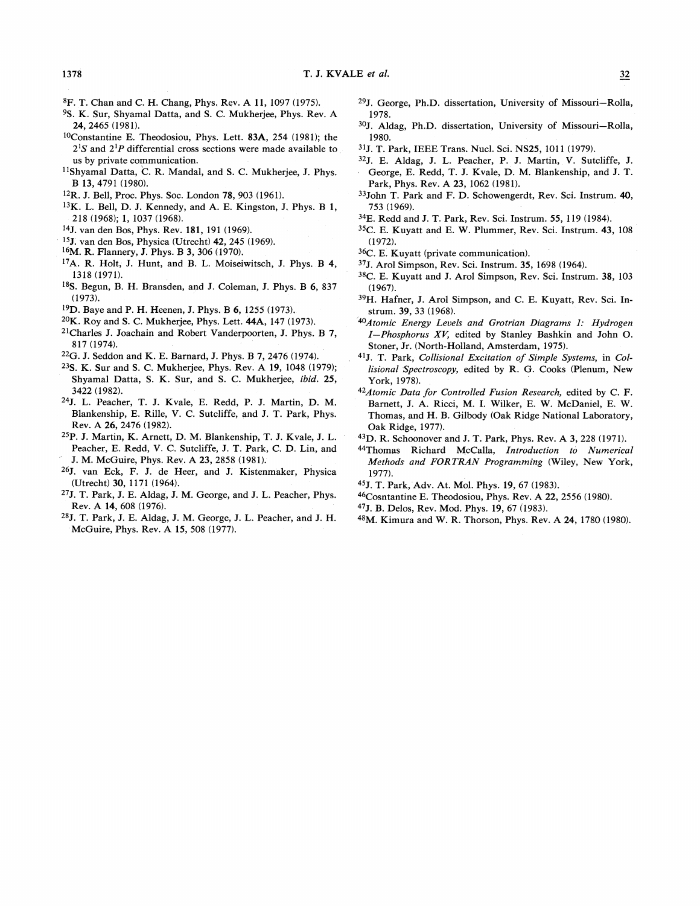[8]F. T. Chan and C. H. Chang, Phys. Rev. A **11**, 1097 (1975).

[9]S. K. Sur, Shyamal Datta, and S. C. Mukherjee, Phys. Rev. A **24**, 2465 (1981).

[10]Constantine E. Theodosiou, Phys. Lett. **83A**, 254 (1981); the $2^1S$ and $2^1P$ differential cross sections were made available to us by private communication.

[11]Shyamal Datta, C. R. Mandal, and S. C. Mukherjee, J. Phys. B **13**, 4791 (1980).

[12]R. J. Bell, Proc. Phys. Soc. London **78**, 903 (1961).

[13]K. L. Bell, D. J. Kennedy, and A. E. Kingston, J. Phys. B **1**, 218 (1968); **1**, 1037 (1968).

[14]J. van den Bos, Phys. Rev. **181**, 191 (1969).

[15]J. van den Bos, Physica (Utrecht) **42**, 245 (1969).

[16]M. R. Flannery, J. Phys. B **3**, 306 (1970).

[17]A. R. Holt, J. Hunt, and B. L. Moiseiwitsch, J. Phys. B **4**, 1318 (1971).

[18]S. Begun, B. H. Bransden, and J. Coleman, J. Phys. B **6**, 837 (1973).

[19]D. Baye and P. H. Heenen, J. Phys. B **6**, 1255 (1973).

[20]K. Roy and S. C. Mukherjee, Phys. Lett. **44A**, 147 (1973).

[21]Charles J. Joachain and Robert Vanderpoorten, J. Phys. B **7**, 817 (1974).

[22]G. J. Seddon and K. E. Barnard, J. Phys. B **7**, 2476 (1974).

[23]S. K. Sur and S. C. Mukherjee, Phys. Rev. A **19**, 1048 (1979); Shyamal Datta, S. K. Sur, and S. C. Mukherjee, *ibid.* **25**, 3422 (1982).

[24]J. L. Peacher, T. J. Kvale, E. Redd, P. J. Martin, D. M. Blankenship, E. Rille, V. C. Sutcliffe, and J. T. Park, Phys. Rev. A **26**, 2476 (1982).

[25]P. J. Martin, K. Arnett, D. M. Blankenship, T. J. Kvale, J. L. Peacher, E. Redd, V. C. Sutcliffe, J. T. Park, C. D. Lin, and J. M. McGuire, Phys. Rev. A **23**, 2858 (1981).

[26]J. van Eck, F. J. de Heer, and J. Kistenmaker, Physica (Utrecht) **30**, 1171 (1964).

[27]J. T. Park, J. E. Aldag, J. M. George, and J. L. Peacher, Phys. Rev. A **14**, 608 (1976).

[28]J. T. Park, J. E. Aldag, J. M. George, J. L. Peacher, and J. H. McGuire, Phys. Rev. A **15**, 508 (1977).

[29]J. George, Ph.D. dissertation, University of Missouri—Rolla, 1978.

[30]J. Aldag, Ph.D. dissertation, University of Missouri—Rolla, 1980.

[31]J. T. Park, IEEE Trans. Nucl. Sci. **NS25**, 1011 (1979).

[32]J. E. Aldag, J. L. Peacher, P. J. Martin, V. Sutcliffe, J. George, E. Redd, T. J. Kvale, D. M. Blankenship, and J. T. Park, Phys. Rev. A **23**, 1062 (1981).

[33]John T. Park and F. D. Schowengerdt, Rev. Sci. Instrum. **40**, 753 (1969).

[34]E. Redd and J. T. Park, Rev. Sci. Instrum. **55**, 119 (1984).

[35]C. E. Kuyatt and E. W. Plummer, Rev. Sci. Instrum. **43**, 108 (1972).

[36]C. E. Kuyatt (private communication).

[37]J. Arol Simpson, Rev. Sci. Instrum. **35**, 1698 (1964).

[38]C. E. Kuyatt and J. Arol Simpson, Rev. Sci. Instrum. **38**, 103 (1967).

[39]H. Hafner, J. Arol Simpson, and C. E. Kuyatt, Rev. Sci. Instrum. **39**, 33 (1968).

[40]*Atomic Energy Levels and Grotrian Diagrams 1: Hydrogen I—Phosphorus XV*, edited by Stanley Bashkin and John O. Stoner, Jr. (North-Holland, Amsterdam, 1975).

[41]J. T. Park, *Collisional Excitation of Simple Systems*, in *Collisional Spectroscopy*, edited by R. G. Cooks (Plenum, New York, 1978).

[42]*Atomic Data for Controlled Fusion Research*, edited by C. F. Barnett, J. A. Ricci, M. I. Wilker, E. W. McDaniel, E. W. Thomas, and H. B. Gilbody (Oak Ridge National Laboratory, Oak Ridge, 1977).

[43]D. R. Schoonover and J. T. Park, Phys. Rev. A **3**, 228 (1971).

[44]Thomas Richard McCalla, *Introduction to Numerical Methods and FORTRAN Programming* (Wiley, New York, 1977).

[45]J. T. Park, Adv. At. Mol. Phys. **19**, 67 (1983).

[46]Cosntantine E. Theodosiou, Phys. Rev. A **22**, 2556 (1980).

[47]J. B. Delos, Rev. Mod. Phys. **19**, 67 (1983).

[48]M. Kimura and W. R. Thorson, Phys. Rev. A **24**, 1780 (1980).